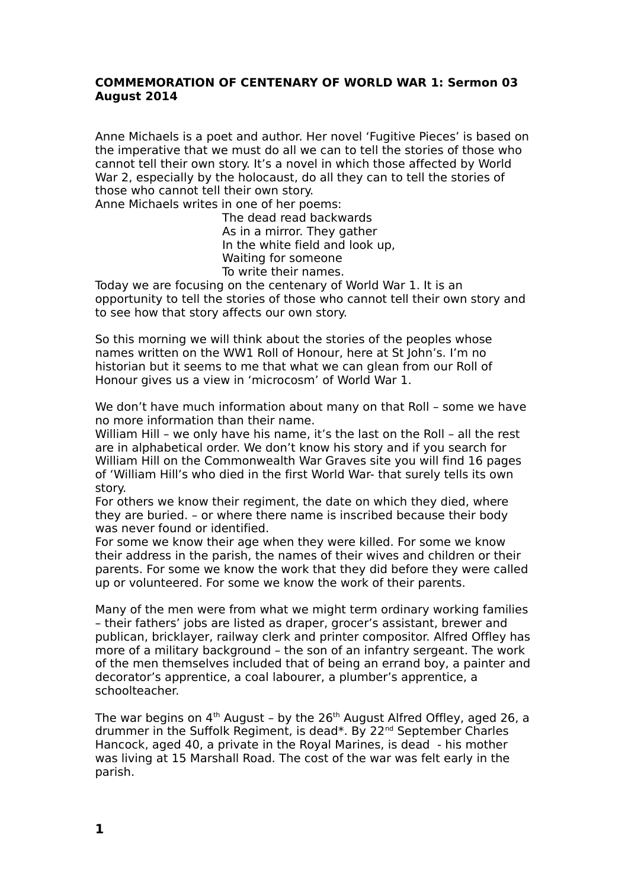**COMMEMORATION OF CENTENARY OF WORLD WAR 1: Sermon 03 August 2014**

Anne Michaels is a poet and author. Her novel 'Fugitive Pieces' is based on the imperative that we must do all we can to tell the stories of those who cannot tell their own story. It's a novel in which those affected by World War 2, especially by the holocaust, do all they can to tell the stories of those who cannot tell their own story.
Anne Michaels writes in one of her poems:

> The dead read backwards
> As in a mirror. They gather
> In the white field and look up,
> Waiting for someone
> To write their names.

Today we are focusing on the centenary of World War 1. It is an opportunity to tell the stories of those who cannot tell their own story and to see how that story affects our own story.

So this morning we will think about the stories of the peoples whose names written on the WW1 Roll of Honour, here at St John's. I'm no historian but it seems to me that what we can glean from our Roll of Honour gives us a view in 'microcosm' of World War 1.

We don't have much information about many on that Roll – some we have no more information than their name.
William Hill – we only have his name, it's the last on the Roll – all the rest are in alphabetical order. We don't know his story and if you search for William Hill on the Commonwealth War Graves site you will find 16 pages of 'William Hill's who died in the first World War- that surely tells its own story.
For others we know their regiment, the date on which they died, where they are buried. – or where there name is inscribed because their body was never found or identified.
For some we know their age when they were killed. For some we know their address in the parish, the names of their wives and children or their parents. For some we know the work that they did before they were called up or volunteered. For some we know the work of their parents.

Many of the men were from what we might term ordinary working families – their fathers' jobs are listed as draper, grocer's assistant, brewer and publican, bricklayer, railway clerk and printer compositor. Alfred Offley has more of a military background – the son of an infantry sergeant. The work of the men themselves included that of being an errand boy, a painter and decorator's apprentice, a coal labourer, a plumber's apprentice, a schoolteacher.

The war begins on 4th August – by the 26th August Alfred Offley, aged 26, a drummer in the Suffolk Regiment, is dead*. By 22nd September Charles Hancock, aged 40, a private in the Royal Marines, is dead - his mother was living at 15 Marshall Road. The cost of the war was felt early in the parish.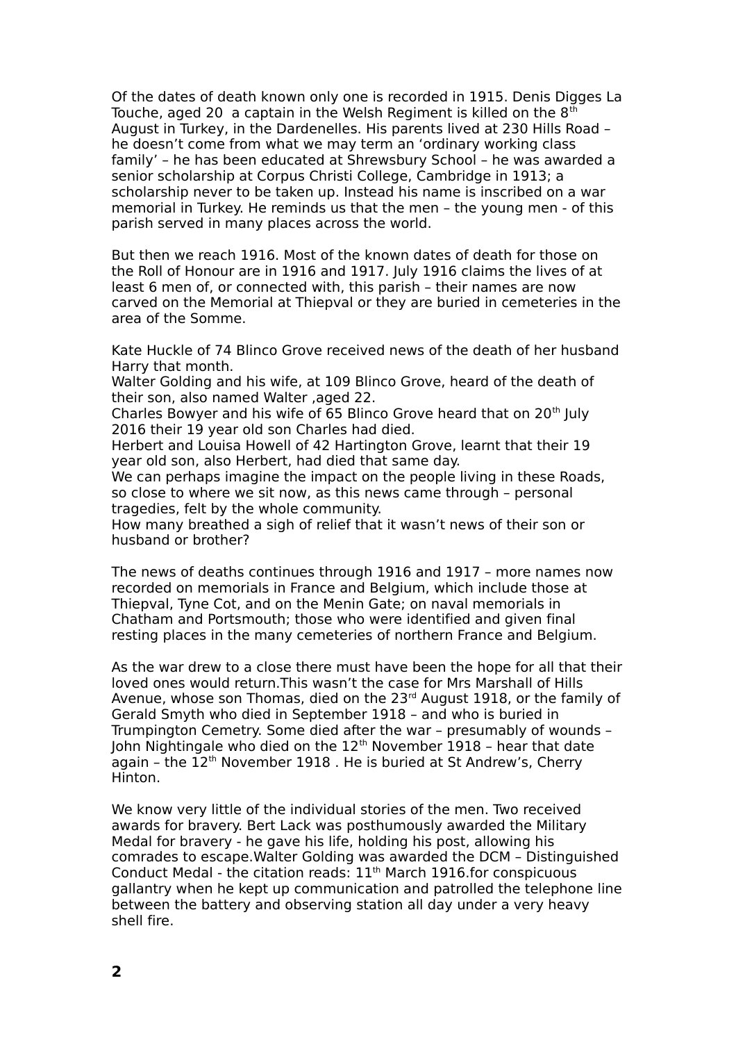Of the dates of death known only one is recorded in 1915. Denis Digges La Touche, aged 20  a captain in the Welsh Regiment is killed on the 8th August in Turkey, in the Dardenelles. His parents lived at 230 Hills Road – he doesn't come from what we may term an 'ordinary working class family' – he has been educated at Shrewsbury School – he was awarded a senior scholarship at Corpus Christi College, Cambridge in 1913; a scholarship never to be taken up. Instead his name is inscribed on a war memorial in Turkey. He reminds us that the men – the young men - of this parish served in many places across the world.

But then we reach 1916. Most of the known dates of death for those on the Roll of Honour are in 1916 and 1917. July 1916 claims the lives of at least 6 men of, or connected with, this parish – their names are now carved on the Memorial at Thiepval or they are buried in cemeteries in the area of the Somme.

Kate Huckle of 74 Blinco Grove received news of the death of her husband Harry that month.
Walter Golding and his wife, at 109 Blinco Grove, heard of the death of their son, also named Walter ,aged 22.
Charles Bowyer and his wife of 65 Blinco Grove heard that on 20th July 2016 their 19 year old son Charles had died.
Herbert and Louisa Howell of 42 Hartington Grove, learnt that their 19 year old son, also Herbert, had died that same day.
We can perhaps imagine the impact on the people living in these Roads, so close to where we sit now, as this news came through – personal tragedies, felt by the whole community.
How many breathed a sigh of relief that it wasn't news of their son or husband or brother?

The news of deaths continues through 1916 and 1917 – more names now recorded on memorials in France and Belgium, which include those at Thiepval, Tyne Cot, and on the Menin Gate; on naval memorials in Chatham and Portsmouth; those who were identified and given final resting places in the many cemeteries of northern France and Belgium.

As the war drew to a close there must have been the hope for all that their loved ones would return.This wasn't the case for Mrs Marshall of Hills Avenue, whose son Thomas, died on the 23rd August 1918, or the family of Gerald Smyth who died in September 1918 – and who is buried in Trumpington Cemetry. Some died after the war – presumably of wounds – John Nightingale who died on the 12th November 1918 – hear that date again – the 12th November 1918 . He is buried at St Andrew's, Cherry Hinton.

We know very little of the individual stories of the men. Two received awards for bravery. Bert Lack was posthumously awarded the Military Medal for bravery - he gave his life, holding his post, allowing his comrades to escape.Walter Golding was awarded the DCM – Distinguished Conduct Medal - the citation reads: 11th March 1916.for conspicuous gallantry when he kept up communication and patrolled the telephone line between the battery and observing station all day under a very heavy shell fire.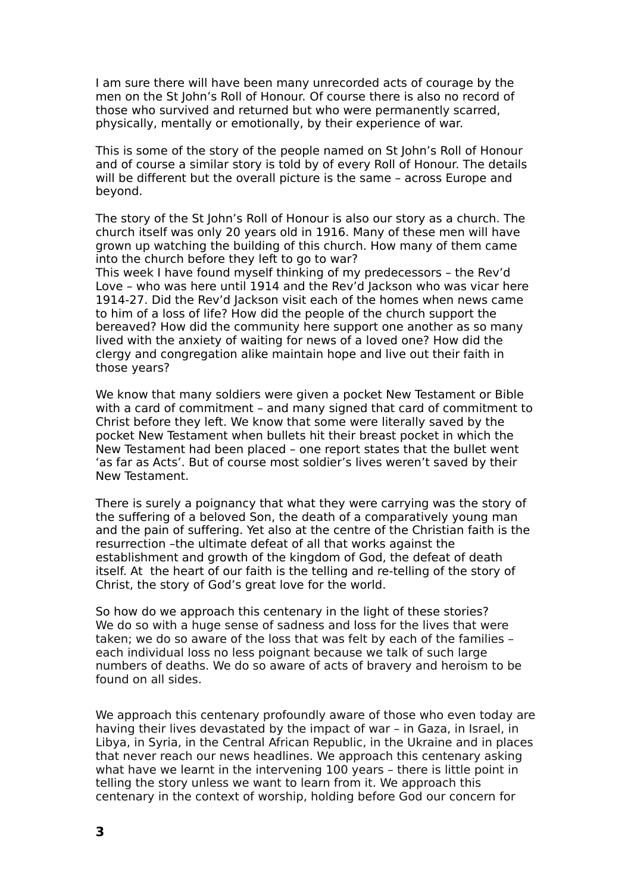I am sure there will have been many unrecorded acts of courage by the men on the St John's Roll of Honour. Of course there is also no record of those who survived and returned but who were permanently scarred, physically, mentally or emotionally, by their experience of war.

This is some of the story of the people named on St John's Roll of Honour and of course a similar story is told by of every Roll of Honour. The details will be different but the overall picture is the same – across Europe and beyond.

The story of the St John's Roll of Honour is also our story as a church. The church itself was only 20 years old in 1916. Many of these men will have grown up watching the building of this church. How many of them came into the church before they left to go to war?
This week I have found myself thinking of my predecessors – the Rev'd Love – who was here until 1914 and the Rev'd Jackson who was vicar here 1914-27. Did the Rev'd Jackson visit each of the homes when news came to him of a loss of life? How did the people of the church support the bereaved? How did the community here support one another as so many lived with the anxiety of waiting for news of a loved one? How did the clergy and congregation alike maintain hope and live out their faith in those years?

We know that many soldiers were given a pocket New Testament or Bible with a card of commitment – and many signed that card of commitment to Christ before they left. We know that some were literally saved by the pocket New Testament when bullets hit their breast pocket in which the New Testament had been placed – one report states that the bullet went 'as far as Acts'. But of course most soldier's lives weren't saved by their New Testament.

There is surely a poignancy that what they were carrying was the story of the suffering of a beloved Son, the death of a comparatively young man and the pain of suffering. Yet also at the centre of the Christian faith is the resurrection –the ultimate defeat of all that works against the establishment and growth of the kingdom of God, the defeat of death itself. At the heart of our faith is the telling and re-telling of the story of Christ, the story of God's great love for the world.

So how do we approach this centenary in the light of these stories?
We do so with a huge sense of sadness and loss for the lives that were taken; we do so aware of the loss that was felt by each of the families – each individual loss no less poignant because we talk of such large numbers of deaths. We do so aware of acts of bravery and heroism to be found on all sides.

We approach this centenary profoundly aware of those who even today are having their lives devastated by the impact of war – in Gaza, in Israel, in Libya, in Syria, in the Central African Republic, in the Ukraine and in places that never reach our news headlines. We approach this centenary asking what have we learnt in the intervening 100 years – there is little point in telling the story unless we want to learn from it. We approach this centenary in the context of worship, holding before God our concern for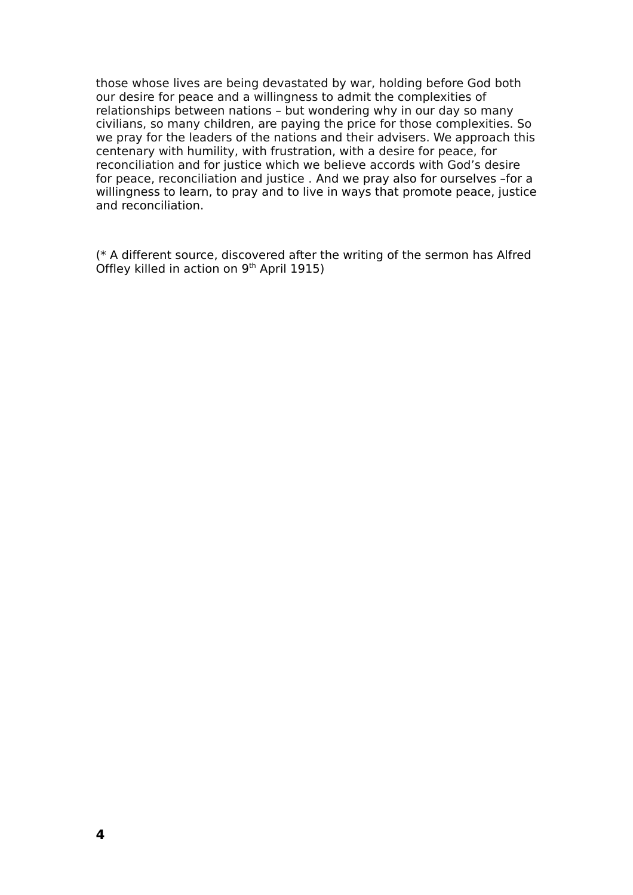those whose lives are being devastated by war, holding before God both our desire for peace and a willingness to admit the complexities of relationships between nations – but wondering why in our day so many civilians, so many children, are paying the price for those complexities. So we pray for the leaders of the nations and their advisers. We approach this centenary with humility, with frustration, with a desire for peace, for reconciliation and for justice which we believe accords with God's desire for peace, reconciliation and justice . And we pray also for ourselves –for a willingness to learn, to pray and to live in ways that promote peace, justice and reconciliation.

(* A different source, discovered after the writing of the sermon has Alfred Offley killed in action on 9th April 1915)